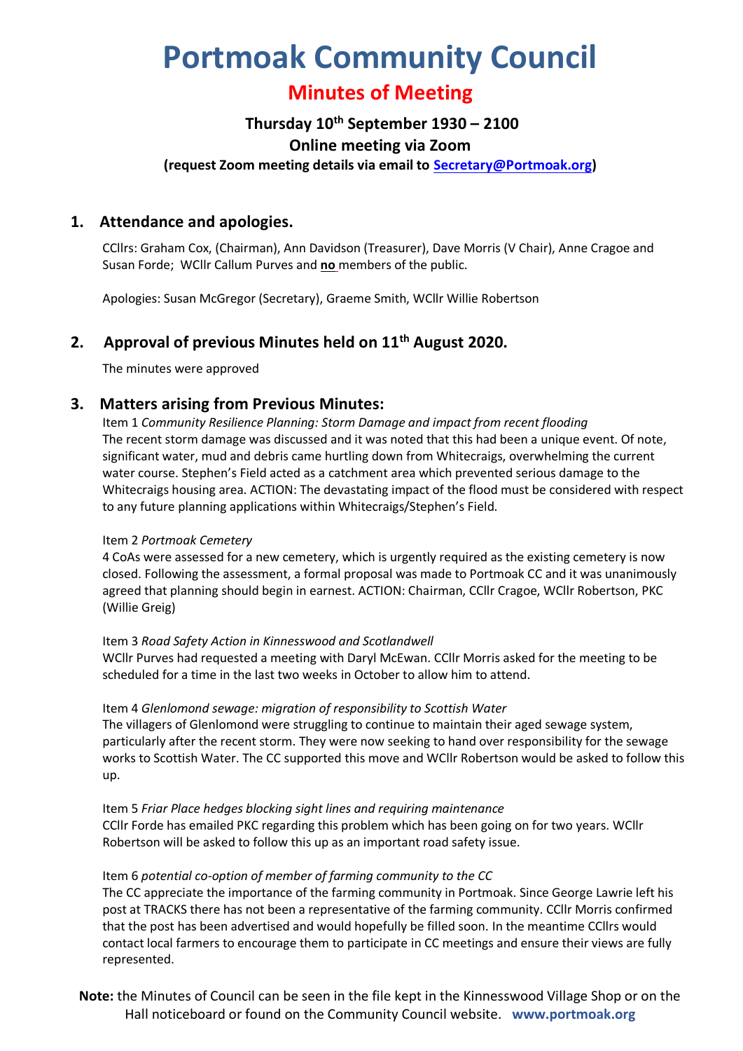# Portmoak Community Council

## Minutes of Meeting

### Thursday 10th September 1930 – 2100

### Online meeting via Zoom

**(request Zoom meeting details via email to [Secretary@Portmoak.org](mailto:Secretary@Portmoak.org))**

## 1. Attendance and apologies.

CCllrs: Graham Cox, (Chairman), Ann Davidson (Treasurer), Dave Morris (V Chair), Anne Cragoe and Susan Forde; WCllr Callum Purves and **no** members of the public.

Apologies: Susan McGregor (Secretary), Graeme Smith, WCllr Willie Robertson

## 2. Approval of previous Minutes held on 11th August 2020.

The minutes were approved

## 3. Matters arising from Previous Minutes:

Item 1 *Community Resilience Planning: Storm Damage and impact from recent flooding*
The recent storm damage was discussed and it was noted that this had been a unique event. Of note, significant water, mud and debris came hurtling down from Whitecraigs, overwhelming the current water course. Stephen's Field acted as a catchment area which prevented serious damage to the Whitecraigs housing area. ACTION: The devastating impact of the flood must be considered with respect to any future planning applications within Whitecraigs/Stephen's Field.

Item 2 *Portmoak Cemetery*
4 CoAs were assessed for a new cemetery, which is urgently required as the existing cemetery is now closed. Following the assessment, a formal proposal was made to Portmoak CC and it was unanimously agreed that planning should begin in earnest. ACTION: Chairman, CCllr Cragoe, WCllr Robertson, PKC (Willie Greig)

Item 3 *Road Safety Action in Kinnesswood and Scotlandwell*
WCllr Purves had requested a meeting with Daryl McEwan. CCllr Morris asked for the meeting to be scheduled for a time in the last two weeks in October to allow him to attend.

Item 4 *Glenlomond sewage: migration of responsibility to Scottish Water*
The villagers of Glenlomond were struggling to continue to maintain their aged sewage system, particularly after the recent storm. They were now seeking to hand over responsibility for the sewage works to Scottish Water. The CC supported this move and WCllr Robertson would be asked to follow this up.

Item 5 *Friar Place hedges blocking sight lines and requiring maintenance*
CCllr Forde has emailed PKC regarding this problem which has been going on for two years. WCllr Robertson will be asked to follow this up as an important road safety issue.

Item 6 *potential co-option of member of farming community to the CC*
The CC appreciate the importance of the farming community in Portmoak. Since George Lawrie left his post at TRACKS there has not been a representative of the farming community. CCllr Morris confirmed that the post has been advertised and would hopefully be filled soon. In the meantime CCllrs would contact local farmers to encourage them to participate in CC meetings and ensure their views are fully represented.

**Note:** the Minutes of Council can be seen in the file kept in the Kinnesswood Village Shop or on the Hall noticeboard or found on the Community Council website. **www.portmoak.org**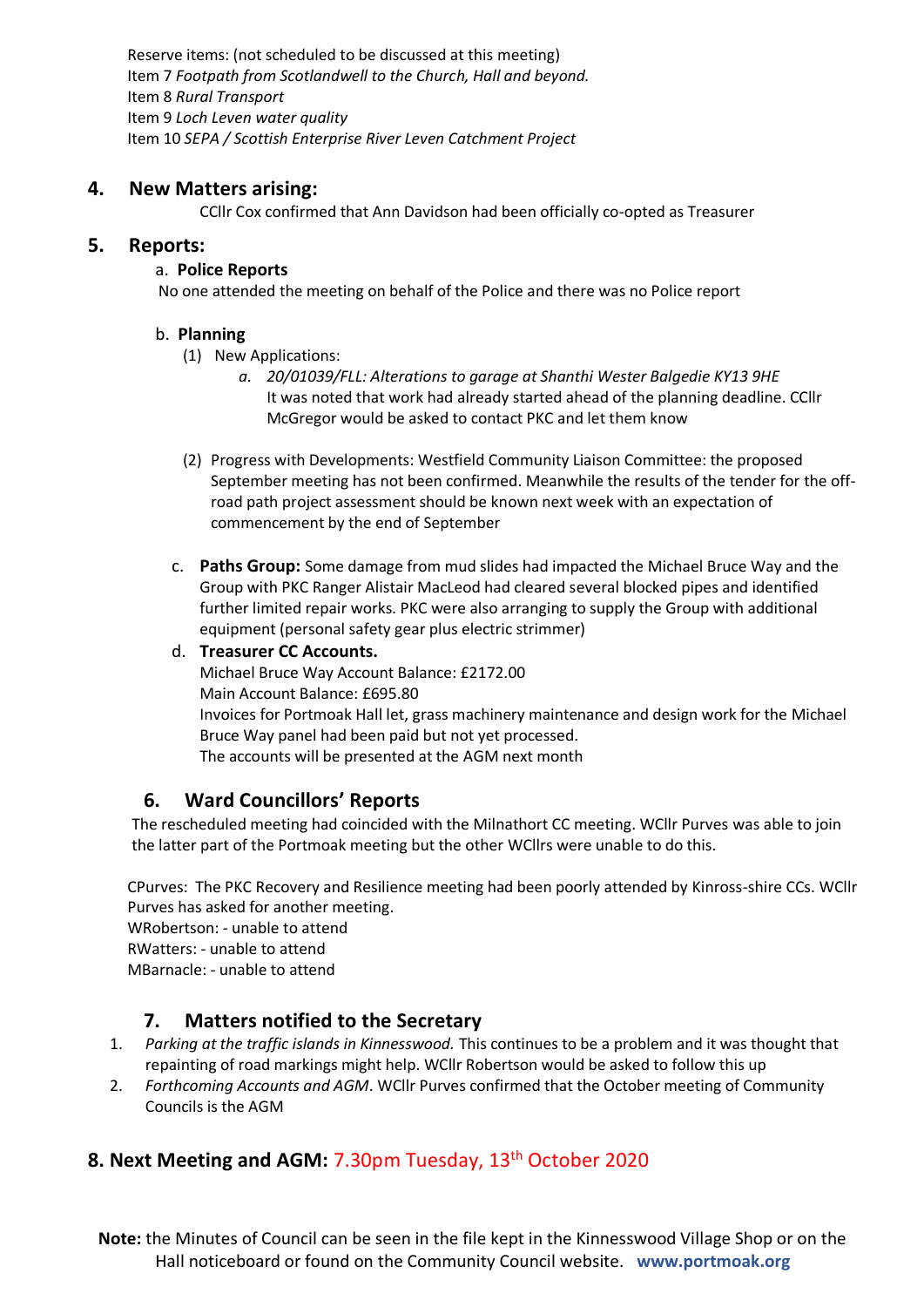Reserve items: (not scheduled to be discussed at this meeting)
Item 7 *Footpath from Scotlandwell to the Church, Hall and beyond.*
Item 8 *Rural Transport*
Item 9 *Loch Leven water quality*
Item 10 *SEPA / Scottish Enterprise River Leven Catchment Project*

## 4. New Matters arising:

CCllr Cox confirmed that Ann Davidson had been officially co-opted as Treasurer

## 5. Reports:

a. **Police Reports**

No one attended the meeting on behalf of the Police and there was no Police report

b. **Planning**

(1) New Applications:

*a. 20/01039/FLL: Alterations to garage at Shanthi Wester Balgedie KY13 9HE*
It was noted that work had already started ahead of the planning deadline. CCllr McGregor would be asked to contact PKC and let them know

(2) Progress with Developments: Westfield Community Liaison Committee: the proposed September meeting has not been confirmed. Meanwhile the results of the tender for the off-road path project assessment should be known next week with an expectation of commencement by the end of September

c. **Paths Group:** Some damage from mud slides had impacted the Michael Bruce Way and the Group with PKC Ranger Alistair MacLeod had cleared several blocked pipes and identified further limited repair works. PKC were also arranging to supply the Group with additional equipment (personal safety gear plus electric strimmer)

d. **Treasurer CC Accounts.**
Michael Bruce Way Account Balance: £2172.00
Main Account Balance: £695.80
Invoices for Portmoak Hall let, grass machinery maintenance and design work for the Michael Bruce Way panel had been paid but not yet processed.
The accounts will be presented at the AGM next month

## 6. Ward Councillors' Reports

The rescheduled meeting had coincided with the Milnathort CC meeting. WCllr Purves was able to join the latter part of the Portmoak meeting but the other WCllrs were unable to do this.

CPurves: The PKC Recovery and Resilience meeting had been poorly attended by Kinross-shire CCs. WCllr Purves has asked for another meeting.
WRobertson: - unable to attend
RWatters: - unable to attend
MBarnacle: - unable to attend

## 7. Matters notified to the Secretary

1. *Parking at the traffic islands in Kinnesswood.* This continues to be a problem and it was thought that repainting of road markings might help. WCllr Robertson would be asked to follow this up
2. *Forthcoming Accounts and AGM*. WCllr Purves confirmed that the October meeting of Community Councils is the AGM

## 8. Next Meeting and AGM: 7.30pm Tuesday, 13th October 2020

**Note:** the Minutes of Council can be seen in the file kept in the Kinnesswood Village Shop or on the Hall noticeboard or found on the Community Council website. **www.portmoak.org**